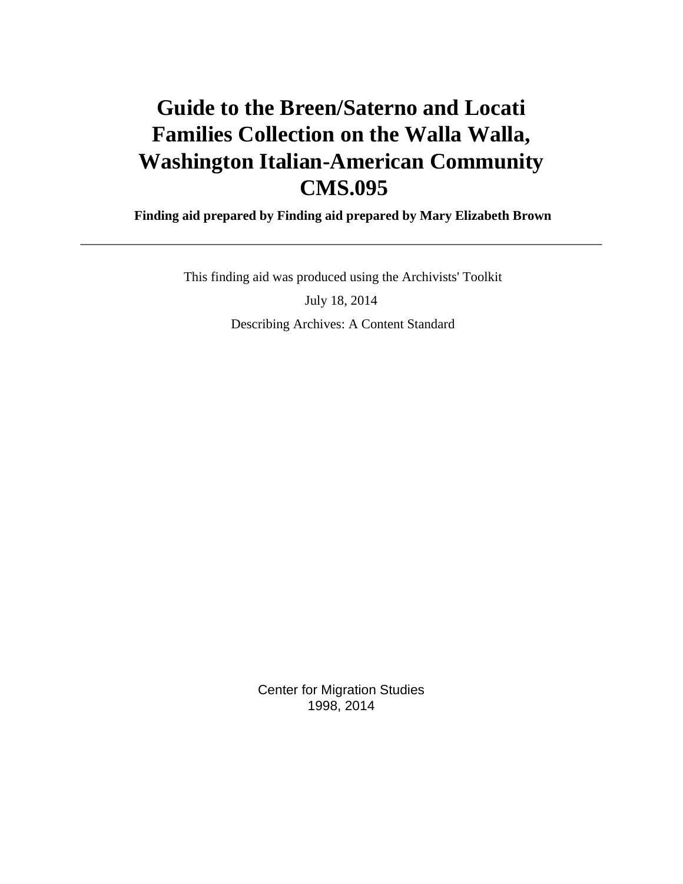# Guide to the Breen/Saterno and Locati Families Collection on the Walla Walla, Washington Italian-American Community CMS.095

**Finding aid prepared by Finding aid prepared by Mary Elizabeth Brown**

---

This finding aid was produced using the Archivists' Toolkit

July 18, 2014

Describing Archives: A Content Standard

Center for Migration Studies
1998, 2014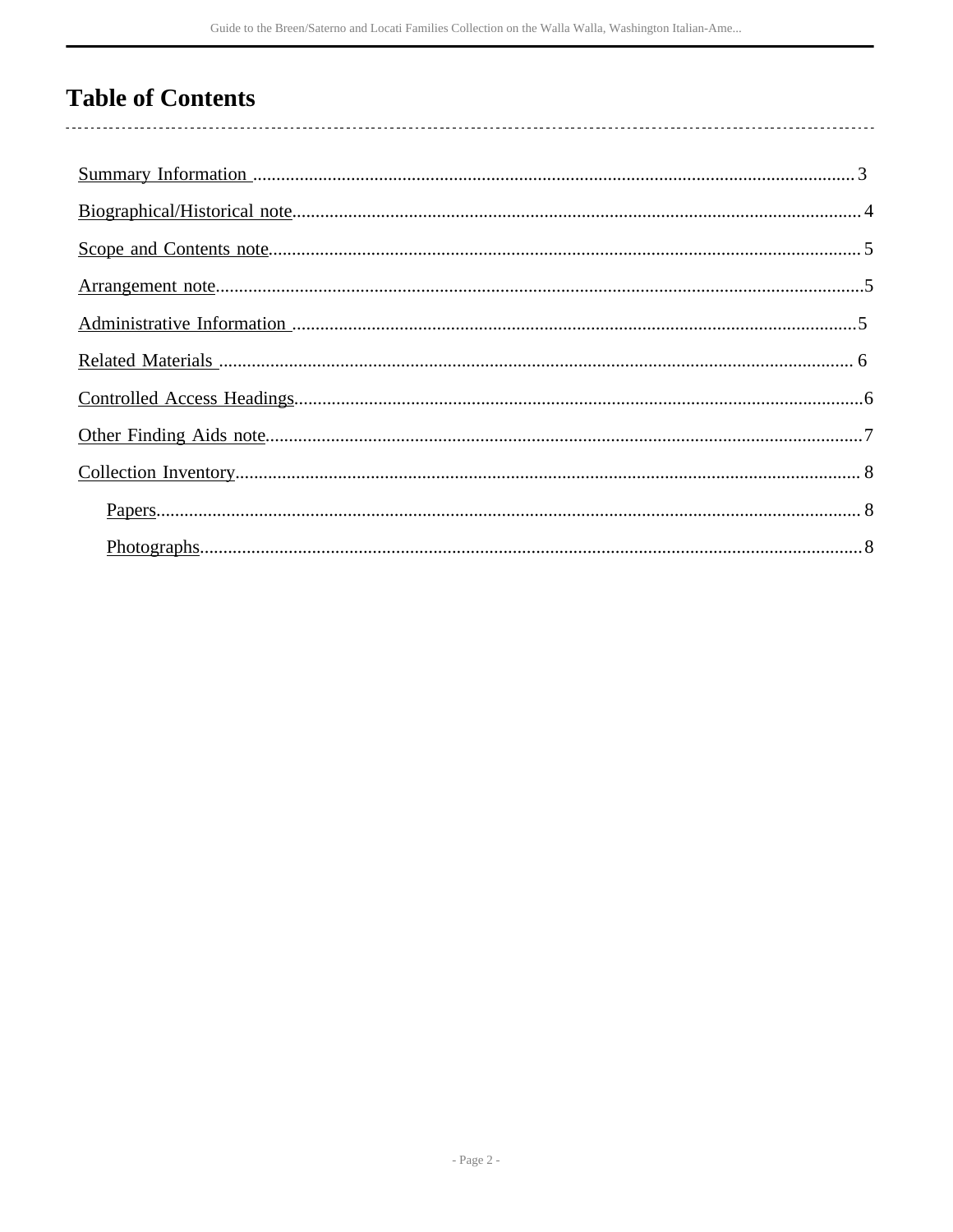# Table of Contents

- Summary Information ..... 3
- Biographical/Historical note ..... 4
- Scope and Contents note ..... 5
- Arrangement note ..... 5
- Administrative Information ..... 5
- Related Materials ..... 6
- Controlled Access Headings ..... 6
- Other Finding Aids note ..... 7
- Collection Inventory ..... 8
  - Papers ..... 8
  - Photographs ..... 8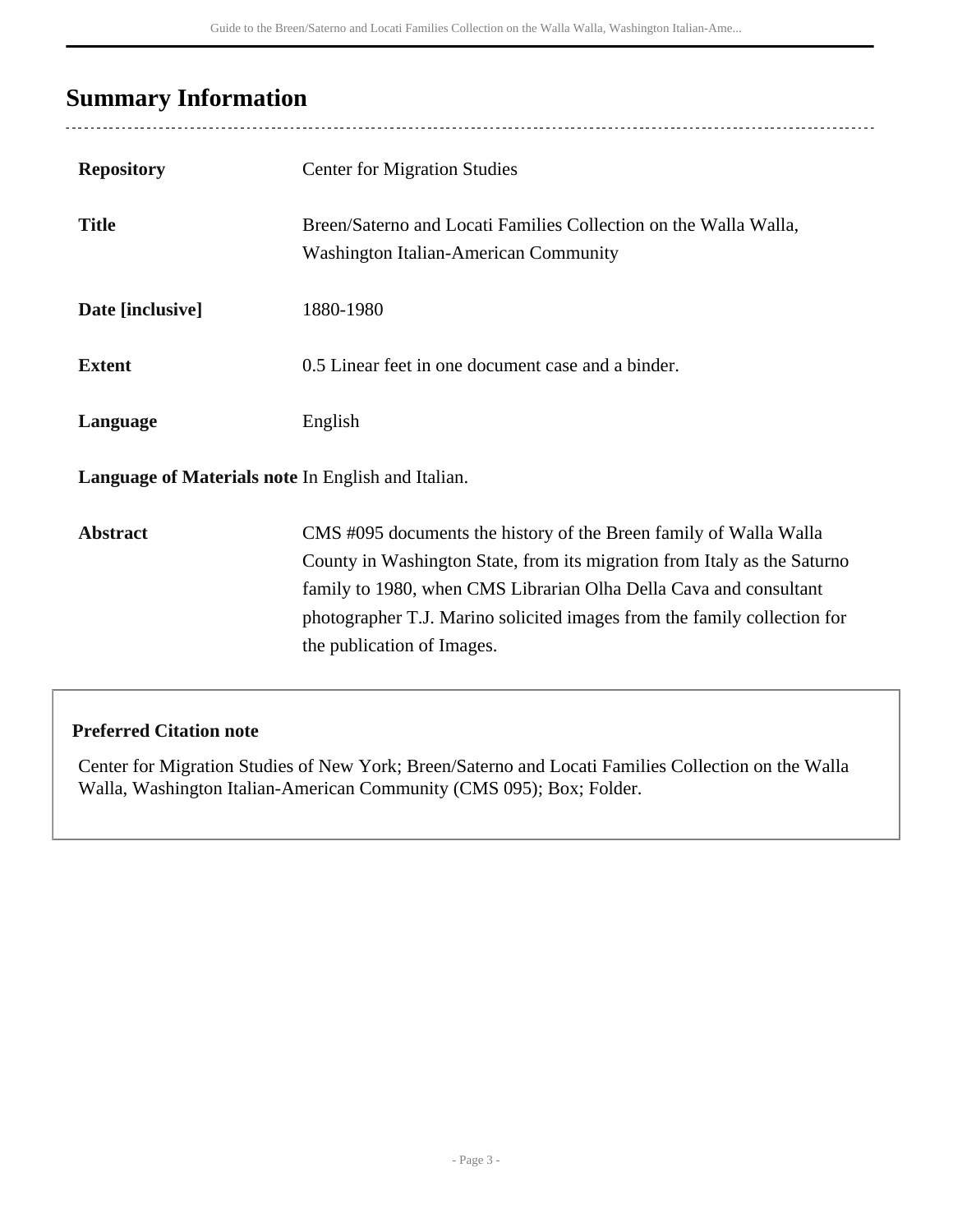## Summary Information

| | |
|---|---|
| **Repository** | Center for Migration Studies |
| **Title** | Breen/Saterno and Locati Families Collection on the Walla Walla, Washington Italian-American Community |
| **Date [inclusive]** | 1880-1980 |
| **Extent** | 0.5 Linear feet in one document case and a binder. |
| **Language** | English |
| **Language of Materials note** | In English and Italian. |
| **Abstract** | CMS #095 documents the history of the Breen family of Walla Walla County in Washington State, from its migration from Italy as the Saturno family to 1980, when CMS Librarian Olha Della Cava and consultant photographer T.J. Marino solicited images from the family collection for the publication of Images. |

**Preferred Citation note**

Center for Migration Studies of New York; Breen/Saterno and Locati Families Collection on the Walla Walla, Washington Italian-American Community (CMS 095); Box; Folder.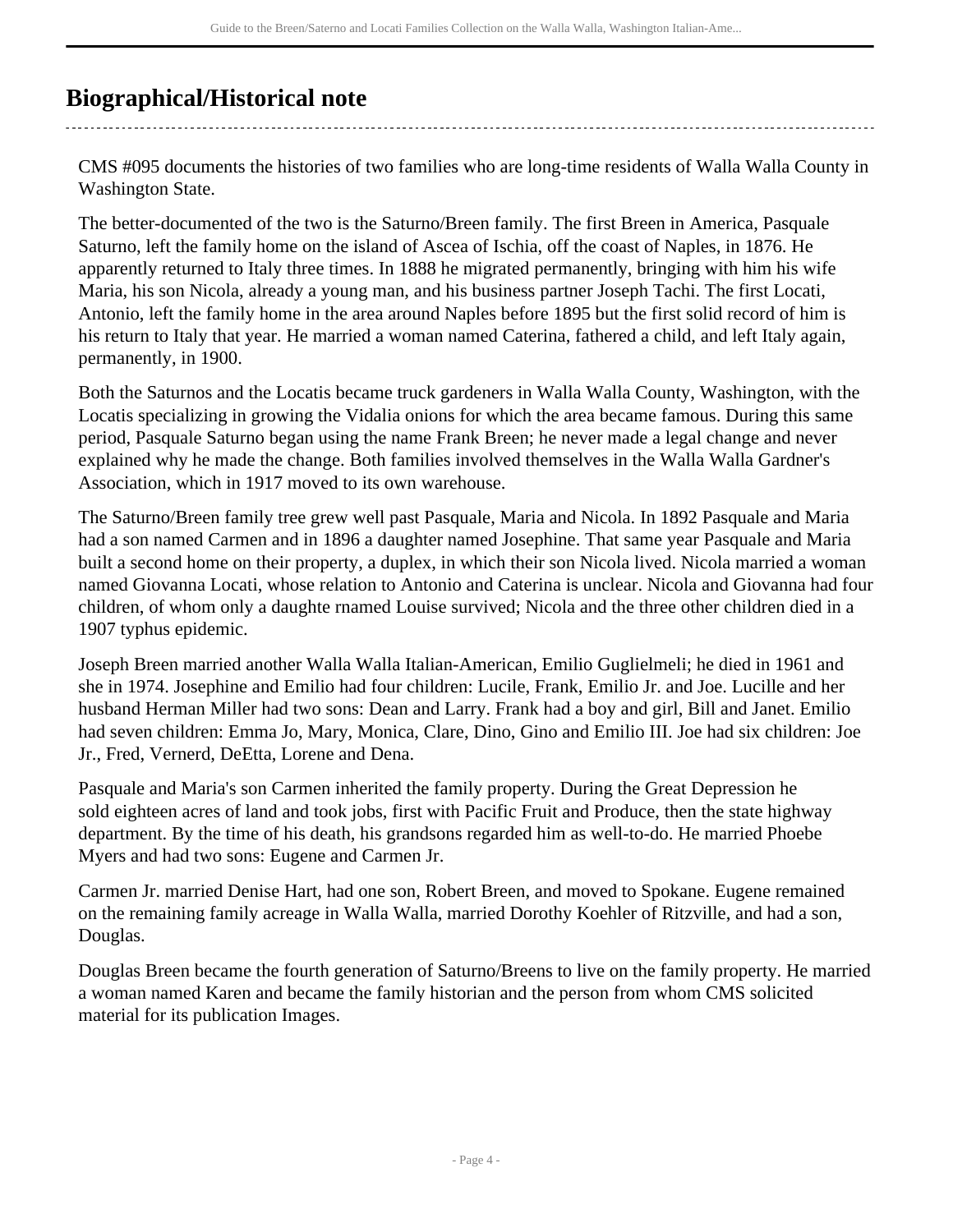## Biographical/Historical note

CMS #095 documents the histories of two families who are long-time residents of Walla Walla County in Washington State.

The better-documented of the two is the Saturno/Breen family. The first Breen in America, Pasquale Saturno, left the family home on the island of Ascea of Ischia, off the coast of Naples, in 1876. He apparently returned to Italy three times. In 1888 he migrated permanently, bringing with him his wife Maria, his son Nicola, already a young man, and his business partner Joseph Tachi. The first Locati, Antonio, left the family home in the area around Naples before 1895 but the first solid record of him is his return to Italy that year. He married a woman named Caterina, fathered a child, and left Italy again, permanently, in 1900.

Both the Saturnos and the Locatis became truck gardeners in Walla Walla County, Washington, with the Locatis specializing in growing the Vidalia onions for which the area became famous. During this same period, Pasquale Saturno began using the name Frank Breen; he never made a legal change and never explained why he made the change. Both families involved themselves in the Walla Walla Gardner's Association, which in 1917 moved to its own warehouse.

The Saturno/Breen family tree grew well past Pasquale, Maria and Nicola. In 1892 Pasquale and Maria had a son named Carmen and in 1896 a daughter named Josephine. That same year Pasquale and Maria built a second home on their property, a duplex, in which their son Nicola lived. Nicola married a woman named Giovanna Locati, whose relation to Antonio and Caterina is unclear. Nicola and Giovanna had four children, of whom only a daughte rnamed Louise survived; Nicola and the three other children died in a 1907 typhus epidemic.

Joseph Breen married another Walla Walla Italian-American, Emilio Guglielmeli; he died in 1961 and she in 1974. Josephine and Emilio had four children: Lucile, Frank, Emilio Jr. and Joe. Lucille and her husband Herman Miller had two sons: Dean and Larry. Frank had a boy and girl, Bill and Janet. Emilio had seven children: Emma Jo, Mary, Monica, Clare, Dino, Gino and Emilio III. Joe had six children: Joe Jr., Fred, Vernerd, DeEtta, Lorene and Dena.

Pasquale and Maria's son Carmen inherited the family property. During the Great Depression he sold eighteen acres of land and took jobs, first with Pacific Fruit and Produce, then the state highway department. By the time of his death, his grandsons regarded him as well-to-do. He married Phoebe Myers and had two sons: Eugene and Carmen Jr.

Carmen Jr. married Denise Hart, had one son, Robert Breen, and moved to Spokane. Eugene remained on the remaining family acreage in Walla Walla, married Dorothy Koehler of Ritzville, and had a son, Douglas.

Douglas Breen became the fourth generation of Saturno/Breens to live on the family property. He married a woman named Karen and became the family historian and the person from whom CMS solicited material for its publication Images.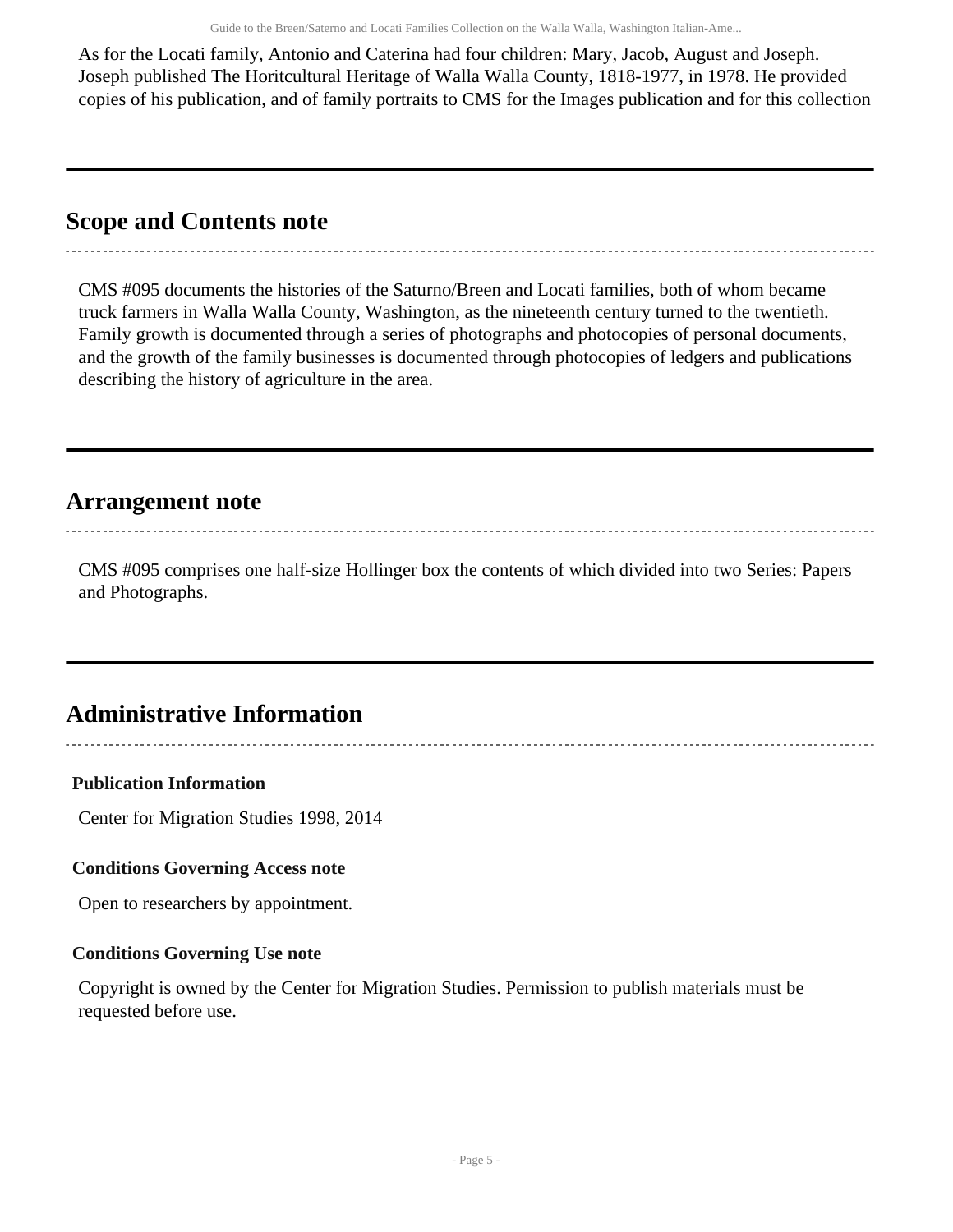As for the Locati family, Antonio and Caterina had four children: Mary, Jacob, August and Joseph. Joseph published The Horitcultural Heritage of Walla Walla County, 1818-1977, in 1978. He provided copies of his publication, and of family portraits to CMS for the Images publication and for this collection

## Scope and Contents note

CMS #095 documents the histories of the Saturno/Breen and Locati families, both of whom became truck farmers in Walla Walla County, Washington, as the nineteenth century turned to the twentieth. Family growth is documented through a series of photographs and photocopies of personal documents, and the growth of the family businesses is documented through photocopies of ledgers and publications describing the history of agriculture in the area.

## Arrangement note

CMS #095 comprises one half-size Hollinger box the contents of which divided into two Series: Papers and Photographs.

## Administrative Information

**Publication Information**

Center for Migration Studies 1998, 2014

**Conditions Governing Access note**

Open to researchers by appointment.

**Conditions Governing Use note**

Copyright is owned by the Center for Migration Studies. Permission to publish materials must be requested before use.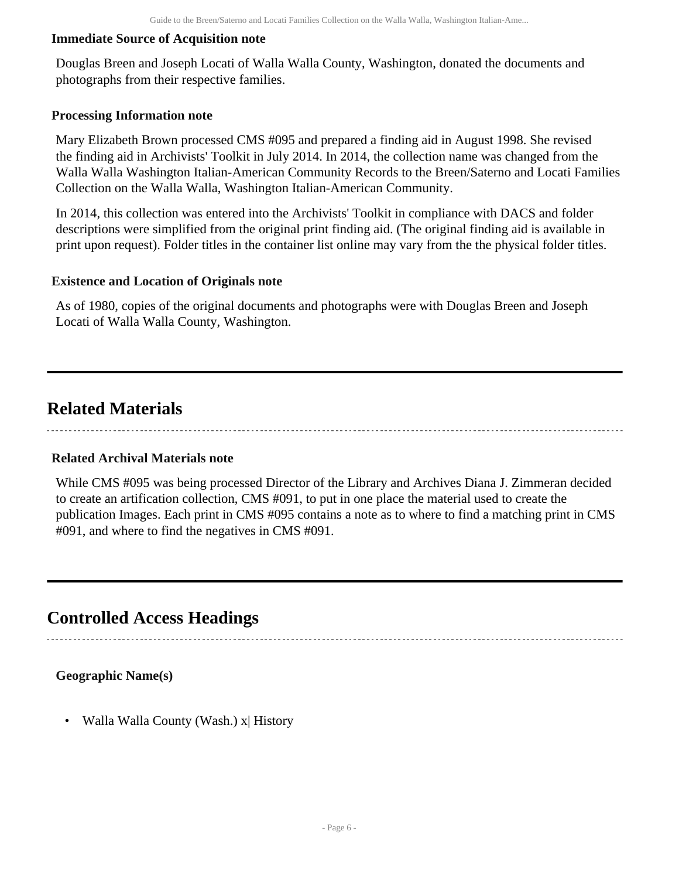**Immediate Source of Acquisition note**

Douglas Breen and Joseph Locati of Walla Walla County, Washington, donated the documents and photographs from their respective families.

**Processing Information note**

Mary Elizabeth Brown processed CMS #095 and prepared a finding aid in August 1998. She revised the finding aid in Archivists' Toolkit in July 2014. In 2014, the collection name was changed from the Walla Walla Washington Italian-American Community Records to the Breen/Saterno and Locati Families Collection on the Walla Walla, Washington Italian-American Community.

In 2014, this collection was entered into the Archivists' Toolkit in compliance with DACS and folder descriptions were simplified from the original print finding aid. (The original finding aid is available in print upon request). Folder titles in the container list online may vary from the the physical folder titles.

**Existence and Location of Originals note**

As of 1980, copies of the original documents and photographs were with Douglas Breen and Joseph Locati of Walla Walla County, Washington.

## Related Materials

**Related Archival Materials note**

While CMS #095 was being processed Director of the Library and Archives Diana J. Zimmeran decided to create an artification collection, CMS #091, to put in one place the material used to create the publication Images. Each print in CMS #095 contains a note as to where to find a matching print in CMS #091, and where to find the negatives in CMS #091.

## Controlled Access Headings

**Geographic Name(s)**

- Walla Walla County (Wash.) x| History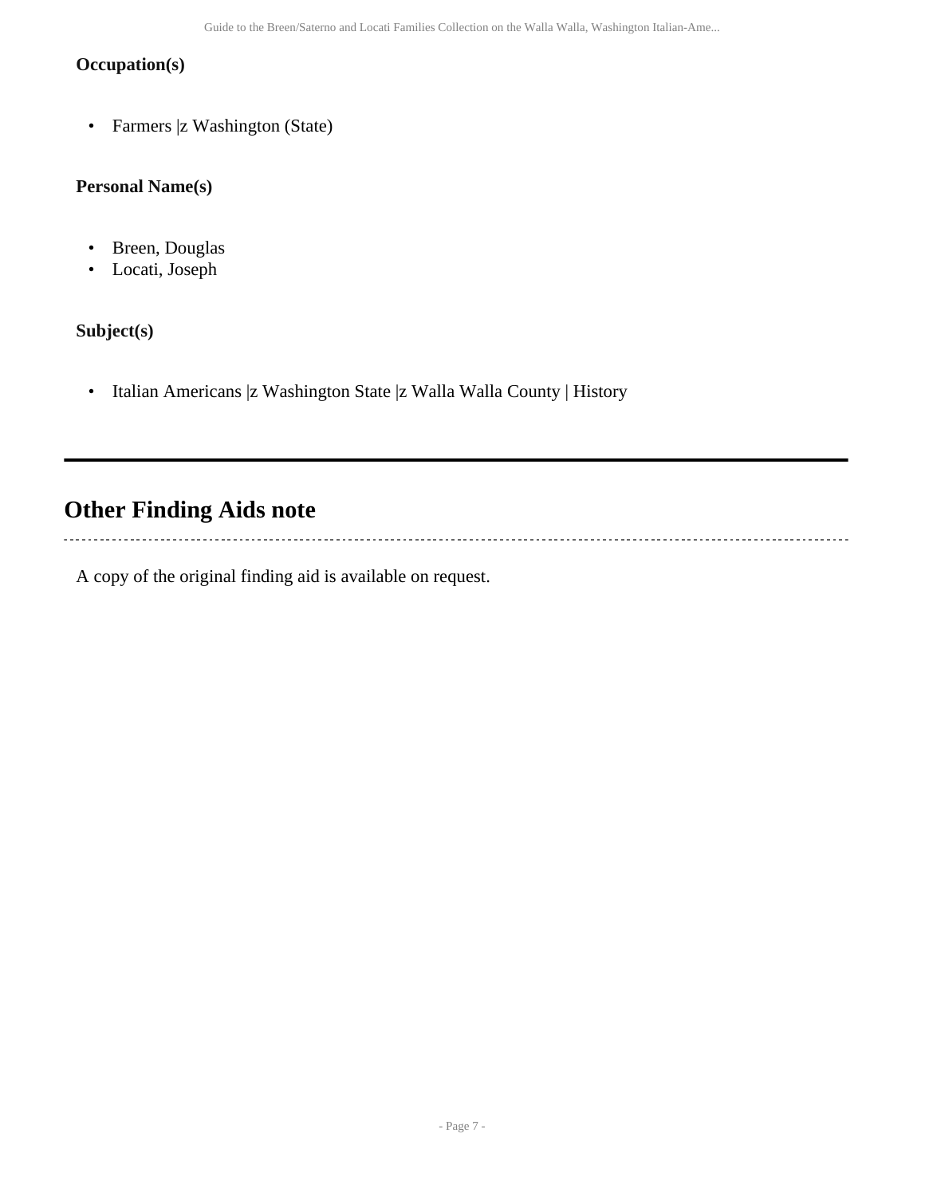### Occupation(s)

- Farmers |z Washington (State)

### Personal Name(s)

- Breen, Douglas
- Locati, Joseph

### Subject(s)

- Italian Americans |z Washington State |z Walla Walla County | History

---

## Other Finding Aids note

A copy of the original finding aid is available on request.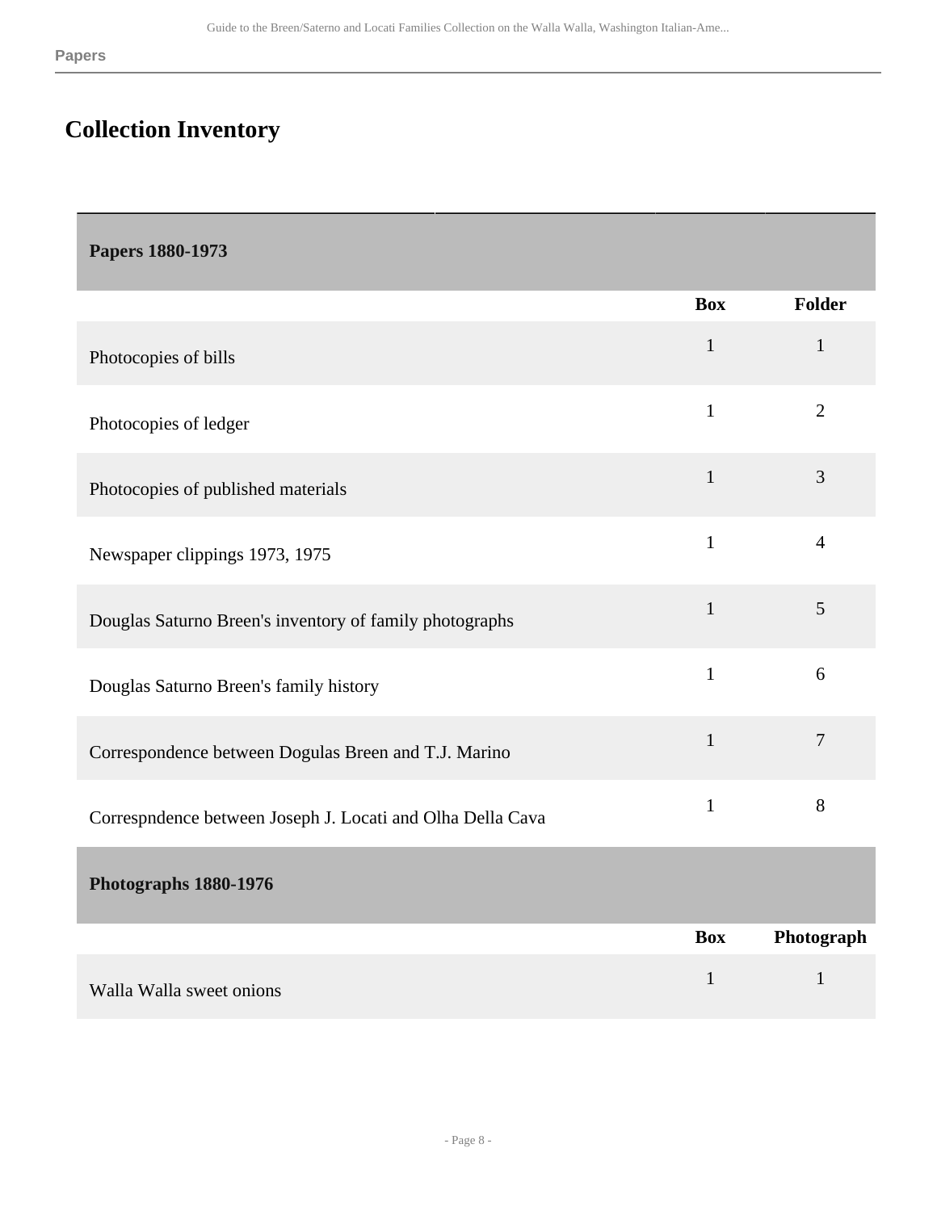## Collection Inventory

| Papers 1880-1973 | | |
|---|---|---|
| | **Box** | **Folder** |
| Photocopies of bills | 1 | 1 |
| Photocopies of ledger | 1 | 2 |
| Photocopies of published materials | 1 | 3 |
| Newspaper clippings 1973, 1975 | 1 | 4 |
| Douglas Saturno Breen's inventory of family photographs | 1 | 5 |
| Douglas Saturno Breen's family history | 1 | 6 |
| Correspondence between Dogulas Breen and T.J. Marino | 1 | 7 |
| Correspndence between Joseph J. Locati and Olha Della Cava | 1 | 8 |

| Photographs 1880-1976 | | |
|---|---|---|
| | **Box** | **Photograph** |
| Walla Walla sweet onions | 1 | 1 |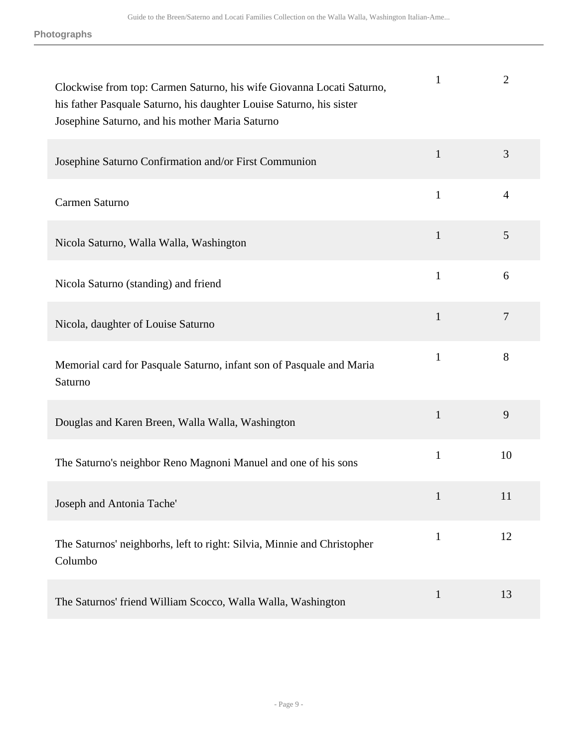| | | |
|---|---|---|
| Clockwise from top: Carmen Saturno, his wife Giovanna Locati Saturno, his father Pasquale Saturno, his daughter Louise Saturno, his sister Josephine Saturno, and his mother Maria Saturno | 1 | 2 |
| Josephine Saturno Confirmation and/or First Communion | 1 | 3 |
| Carmen Saturno | 1 | 4 |
| Nicola Saturno, Walla Walla, Washington | 1 | 5 |
| Nicola Saturno (standing) and friend | 1 | 6 |
| Nicola, daughter of Louise Saturno | 1 | 7 |
| Memorial card for Pasquale Saturno, infant son of Pasquale and Maria Saturno | 1 | 8 |
| Douglas and Karen Breen, Walla Walla, Washington | 1 | 9 |
| The Saturno's neighbor Reno Magnoni Manuel and one of his sons | 1 | 10 |
| Joseph and Antonia Tache' | 1 | 11 |
| The Saturnos' neighborhs, left to right: Silvia, Minnie and Christopher Columbo | 1 | 12 |
| The Saturnos' friend William Scocco, Walla Walla, Washington | 1 | 13 |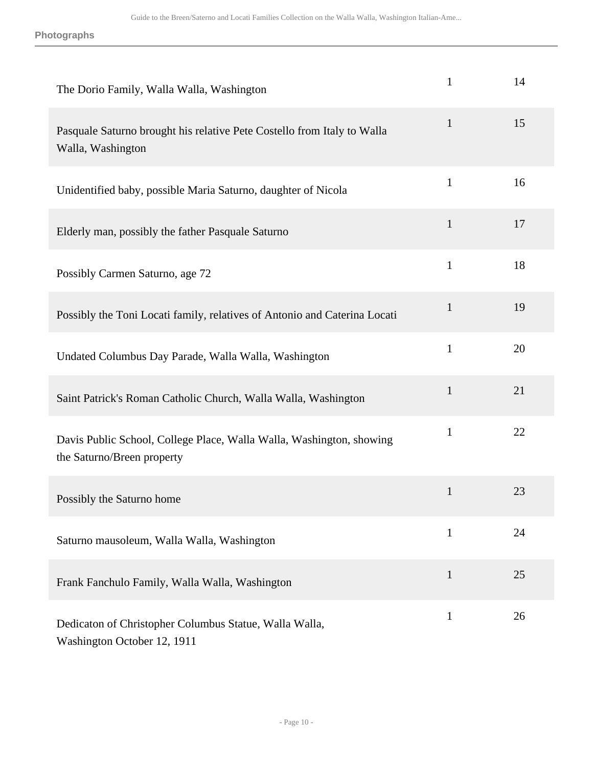| | | |
|---|---|---|
| The Dorio Family, Walla Walla, Washington | 1 | 14 |
| Pasquale Saturno brought his relative Pete Costello from Italy to Walla Walla, Washington | 1 | 15 |
| Unidentified baby, possible Maria Saturno, daughter of Nicola | 1 | 16 |
| Elderly man, possibly the father Pasquale Saturno | 1 | 17 |
| Possibly Carmen Saturno, age 72 | 1 | 18 |
| Possibly the Toni Locati family, relatives of Antonio and Caterina Locati | 1 | 19 |
| Undated Columbus Day Parade, Walla Walla, Washington | 1 | 20 |
| Saint Patrick's Roman Catholic Church, Walla Walla, Washington | 1 | 21 |
| Davis Public School, College Place, Walla Walla, Washington, showing the Saturno/Breen property | 1 | 22 |
| Possibly the Saturno home | 1 | 23 |
| Saturno mausoleum, Walla Walla, Washington | 1 | 24 |
| Frank Fanchulo Family, Walla Walla, Washington | 1 | 25 |
| Dedicaton of Christopher Columbus Statue, Walla Walla, Washington October 12, 1911 | 1 | 26 |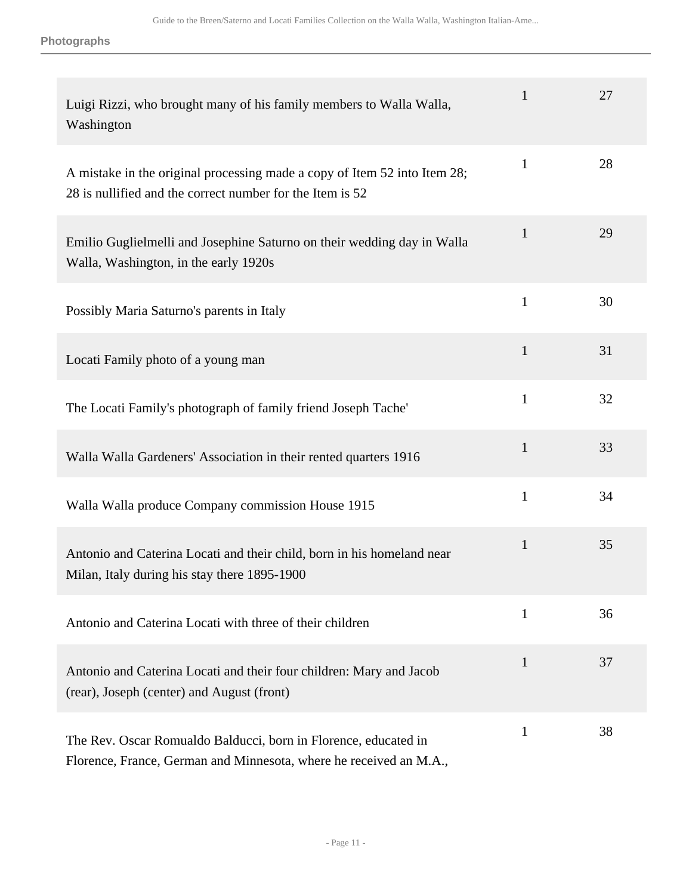| | | |
|---|---|---|
| Luigi Rizzi, who brought many of his family members to Walla Walla, Washington | 1 | 27 |
| A mistake in the original processing made a copy of Item 52 into Item 28; 28 is nullified and the correct number for the Item is 52 | 1 | 28 |
| Emilio Guglielmelli and Josephine Saturno on their wedding day in Walla Walla, Washington, in the early 1920s | 1 | 29 |
| Possibly Maria Saturno's parents in Italy | 1 | 30 |
| Locati Family photo of a young man | 1 | 31 |
| The Locati Family's photograph of family friend Joseph Tache' | 1 | 32 |
| Walla Walla Gardeners' Association in their rented quarters 1916 | 1 | 33 |
| Walla Walla produce Company commission House 1915 | 1 | 34 |
| Antonio and Caterina Locati and their child, born in his homeland near Milan, Italy during his stay there 1895-1900 | 1 | 35 |
| Antonio and Caterina Locati with three of their children | 1 | 36 |
| Antonio and Caterina Locati and their four children: Mary and Jacob (rear), Joseph (center) and August (front) | 1 | 37 |
| The Rev. Oscar Romualdo Balducci, born in Florence, educated in Florence, France, German and Minnesota, where he received an M.A., | 1 | 38 |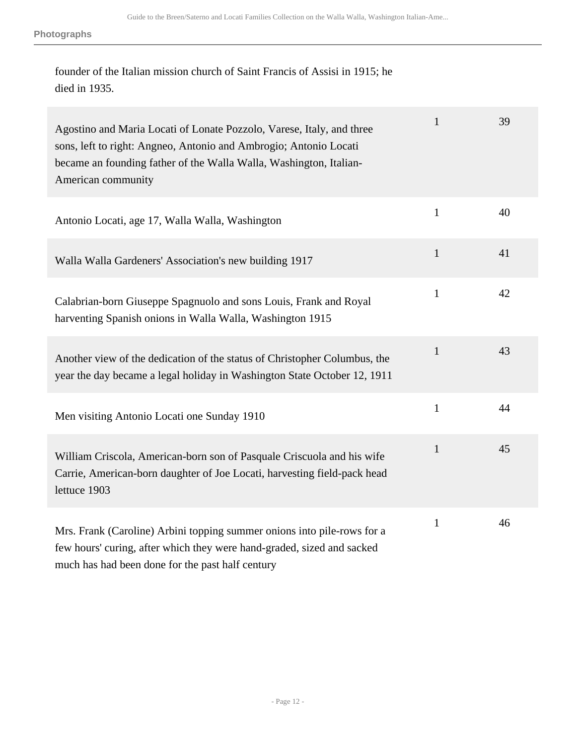founder of the Italian mission church of Saint Francis of Assisi in 1915; he died in 1935.

| | | |
|---|---|---|
| Agostino and Maria Locati of Lonate Pozzolo, Varese, Italy, and three sons, left to right: Angneo, Antonio and Ambrogio; Antonio Locati became an founding father of the Walla Walla, Washington, Italian-American community | 1 | 39 |
| Antonio Locati, age 17, Walla Walla, Washington | 1 | 40 |
| Walla Walla Gardeners' Association's new building 1917 | 1 | 41 |
| Calabrian-born Giuseppe Spagnuolo and sons Louis, Frank and Royal harventing Spanish onions in Walla Walla, Washington 1915 | 1 | 42 |
| Another view of the dedication of the status of Christopher Columbus, the year the day became a legal holiday in Washington State October 12, 1911 | 1 | 43 |
| Men visiting Antonio Locati one Sunday 1910 | 1 | 44 |
| William Criscola, American-born son of Pasquale Criscuola and his wife Carrie, American-born daughter of Joe Locati, harvesting field-pack head lettuce 1903 | 1 | 45 |
| Mrs. Frank (Caroline) Arbini topping summer onions into pile-rows for a few hours' curing, after which they were hand-graded, sized and sacked much has had been done for the past half century | 1 | 46 |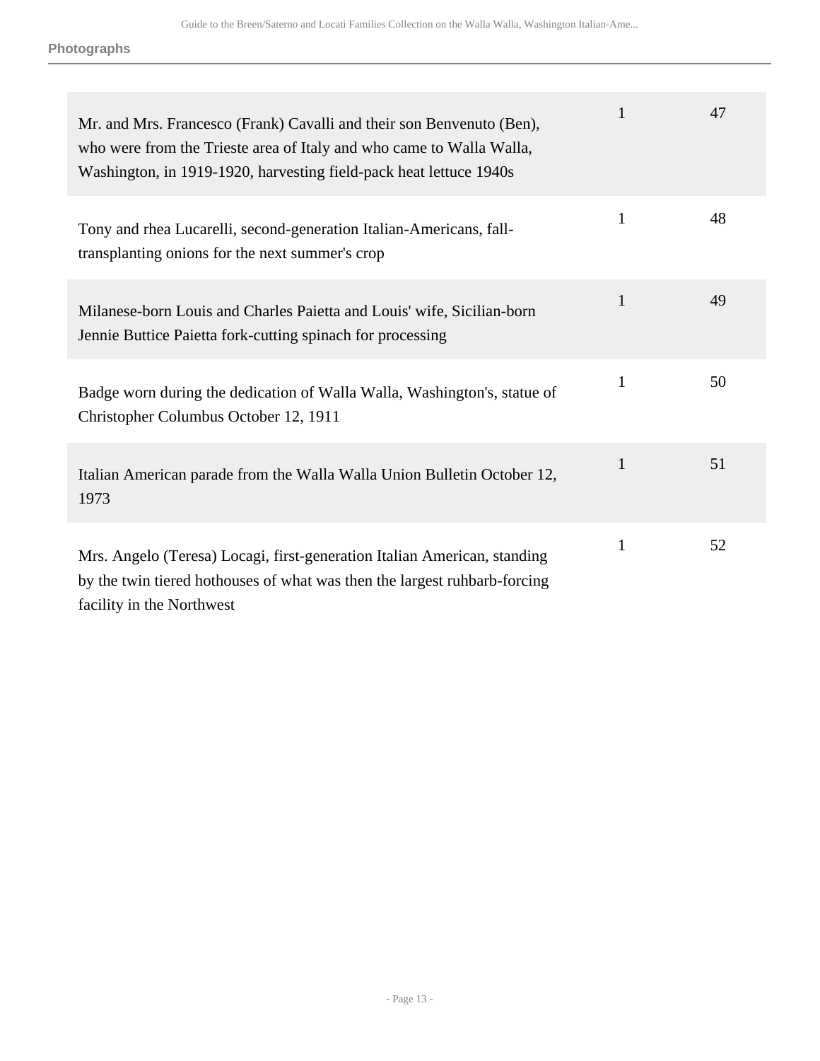**Photographs**

| | | |
|---|---|---|
| Mr. and Mrs. Francesco (Frank) Cavalli and their son Benvenuto (Ben), who were from the Trieste area of Italy and who came to Walla Walla, Washington, in 1919-1920, harvesting field-pack heat lettuce 1940s | 1 | 47 |
| Tony and rhea Lucarelli, second-generation Italian-Americans, fall-transplanting onions for the next summer's crop | 1 | 48 |
| Milanese-born Louis and Charles Paietta and Louis' wife, Sicilian-born Jennie Buttice Paietta fork-cutting spinach for processing | 1 | 49 |
| Badge worn during the dedication of Walla Walla, Washington's, statue of Christopher Columbus October 12, 1911 | 1 | 50 |
| Italian American parade from the Walla Walla Union Bulletin October 12, 1973 | 1 | 51 |
| Mrs. Angelo (Teresa) Locagi, first-generation Italian American, standing by the twin tiered hothouses of what was then the largest ruhbarb-forcing facility in the Northwest | 1 | 52 |